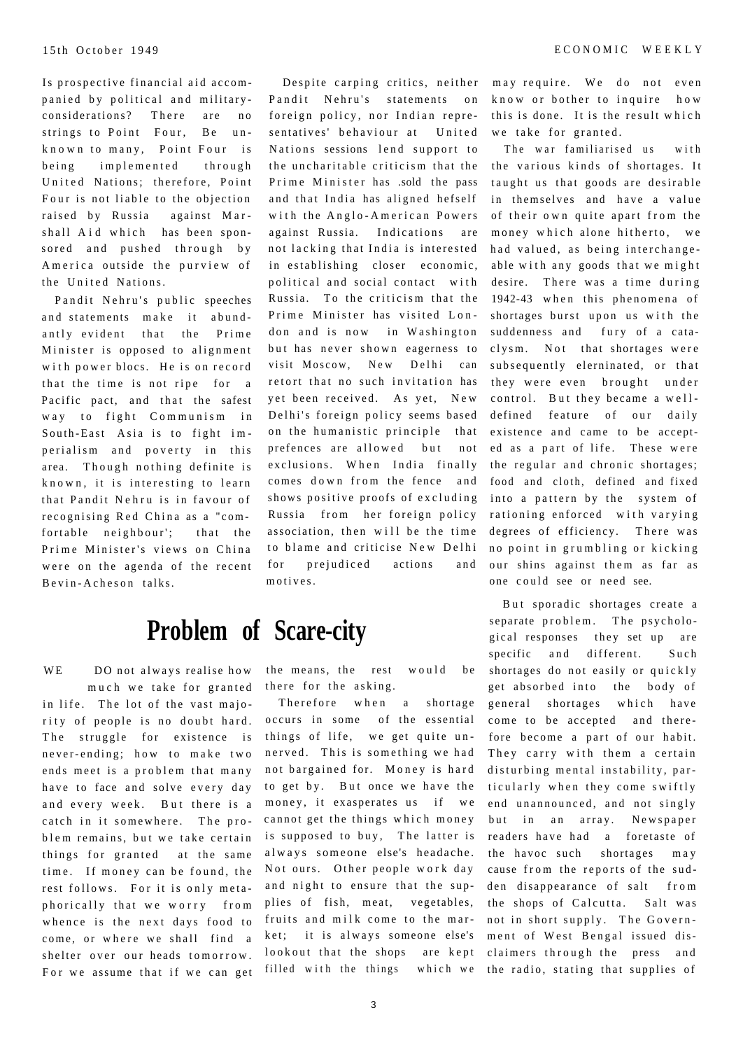Is prospective financial aid accompanied by political and military-considerations? There are no strings to Point Four, Be unknown to many, Point Four is being implemented through United Nations; therefore, Point Four is not liable to the objection raised by Russia against Marshall Aid which has been sponsored and pushed through by America outside the purview of the United Nations.

Pandit Nehru's public speeches and statements make it abundantly evident that the Prime Minister is opposed to alignment with power blocs. He is on record that the time is not ripe for a Pacific pact, and that the safest way to fight Communism in South-East Asia is to fight imperialism and poverty in this area. Though nothing definite is known, it is interesting to learn that Pandit Nehru is in favour of recognising Red China as a "comfortable neighbour'; that the Prime Minister's views on China were on the agenda of the recent Bevin-Acheson talks.

Despite carping critics, neither Pandit Nehru's statements on foreign policy, nor Indian representatives' behaviour at United Nations sessions lend support to the uncharitable criticism that the Prime Minister has .sold the pass and that India has aligned hefself with the Anglo-American Powers against Russia. Indications are not lacking that India is interested in establishing closer economic, political and social contact with Russia. To the criticism that the Prime Minister has visited London and is now in Washington but has never shown eagerness to visit Moscow, New Delhi can retort that no such invitation has yet been received. As yet, New Delhi's foreign policy seems based on the humanistic principle that prefences are allowed but not exclusions. When India finally comes down from the fence and shows positive proofs of excluding Russia from her foreign policy association, then will be the time to blame and criticise New Delhi for prejudiced actions and motives.

# Problem of Scare-city

WE DO not always realise how much we take for granted in life. The lot of the vast majority of people is no doubt hard. The struggle for existence is never-ending; how to make two ends meet is a problem that many have to face and solve every day and every week. But there is a catch in it somewhere. The problem remains, but we take certain things for granted at the same time. If money can be found, the rest follows. For it is only metaphorically that we worry from whence is the next days food to come, or where we shall find a shelter over our heads tomorrow. For we assume that if we can get the means, the rest would be there for the asking.

Therefore when a shortage occurs in some of the essential things of life, we get quite unnerved. This is something we had not bargained for. Money is hard to get by. But once we have the money, it exasperates us if we cannot get the things which money is supposed to buy, The latter is always someone else's headache. Not ours. Other people work day and night to ensure that the supplies of fish, meat, vegetables, fruits and milk come to the market; it is always someone else's lookout that the shops are kept filled with the things which we may require. We do not even know or bother to inquire how this is done. It is the result which we take for granted.

The war familiarised us with the various kinds of shortages. It taught us that goods are desirable in themselves and have a value of their own quite apart from the money which alone hitherto, we had valued, as being interchangeable with any goods that we might desire. There was a time during 1942-43 when this phenomena of shortages burst upon us with the suddenness and fury of a cataclysm. Not that shortages were subsequently elerninated, or that they were even brought under control. But they became a well-defined feature of our daily existence and came to be accepted as a part of life. These were the regular and chronic shortages; food and cloth, defined and fixed into a pattern by the system of rationing enforced with varying degrees of efficiency. There was no point in grumbling or kicking our shins against them as far as one could see or need see.

But sporadic shortages create a separate problem. The psychological responses they set up are specific and different. Such shortages do not easily or quickly get absorbed into the body of general shortages which have come to be accepted and therefore become a part of our habit. They carry with them a certain disturbing mental instability, particularly when they come swiftly end unannounced, and not singly but in an array. Newspaper readers have had a foretaste of the havoc such shortages may cause from the reports of the sudden disappearance of salt from the shops of Calcutta. Salt was not in short supply. The Government of West Bengal issued disclaimers through the press and the radio, stating that supplies of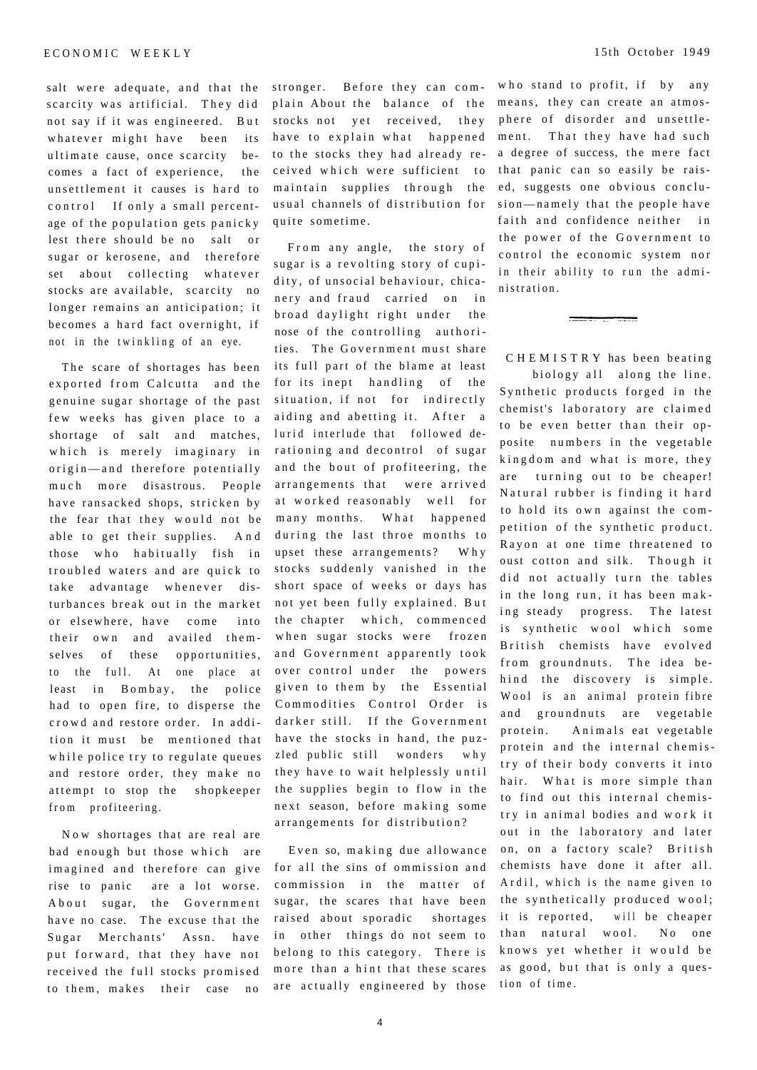salt were adequate, and that the scarcity was artificial. They did not say if it was engineered. But whatever might have been its ultimate cause, once scarcity becomes a fact of experience, the unsettlement it causes is hard to control If only a small percentage of the population gets panicky lest there should be no salt or sugar or kerosene, and therefore set about collecting whatever stocks are available, scarcity no longer remains an anticipation; it becomes a hard fact overnight, if not in the twinkling of an eye.

The scare of shortages has been exported from Calcutta and the genuine sugar shortage of the past few weeks has given place to a shortage of salt and matches, which is merely imaginary in origin—and therefore potentially much more disastrous. People have ransacked shops, stricken by the fear that they would not be able to get their supplies. And those who habitually fish in troubled waters and are quick to take advantage whenever disturbances break out in the market or elsewhere, have come into their own and availed themselves of these opportunities, to the full. At one place at least in Bombay, the police had to open fire, to disperse the crowd and restore order. In addition it must be mentioned that while police try to regulate queues and restore order, they make no attempt to stop the shopkeeper from profiteering.

Now shortages that are real are bad enough but those which are imagined and therefore can give rise to panic are a lot worse. About sugar, the Government have no case. The excuse that the Sugar Merchants' Assn. have put forward, that they have not received the full stocks promised to them, makes their case no stronger. Before they can complain About the balance of the stocks not yet received, they have to explain what happened to the stocks they had already received which were sufficient to maintain supplies through the usual channels of distribution for quite sometime.

From any angle, the story of sugar is a revolting story of cupidity, of unsocial behaviour, chicanery and fraud carried on in broad daylight right under the nose of the controlling authorities. The Government must share its full part of the blame at least for its inept handling of the situation, if not for indirectly aiding and abetting it. After a lurid interlude that followed derationing and decontrol of sugar and the bout of profiteering, the arrangements that were arrived at worked reasonably well for many months. What happened during the last throe months to upset these arrangements? Why stocks suddenly vanished in the short space of weeks or days has not yet been fully explained. But the chapter which, commenced when sugar stocks were frozen and Government apparently took over control under the powers given to them by the Essential Commodities Control Order is darker still. If the Government have the stocks in hand, the puzzled public still wonders why they have to wait helplessly until the supplies begin to flow in the next season, before making some arrangements for distribution?

Even so, making due allowance for all the sins of ommission and commission in the matter of sugar, the scares that have been raised about sporadic shortages in other things do not seem to belong to this category. There is more than a hint that these scares are actually engineered by those who stand to profit, if by any means, they can create an atmosphere of disorder and unsettlement. That they have had such a degree of success, the mere fact that panic can so easily be raised, suggests one obvious conclusion—namely that the people have faith and confidence neither in the power of the Government to control the economic system nor in their ability to run the administration.

---

CHEMISTRY has been beating biology all along the line. Synthetic products forged in the chemist's laboratory are claimed to be even better than their opposite numbers in the vegetable kingdom and what is more, they are turning out to be cheaper! Natural rubber is finding it hard to hold its own against the competition of the synthetic product. Rayon at one time threatened to oust cotton and silk. Though it did not actually turn the tables in the long run, it has been making steady progress. The latest is synthetic wool which some British chemists have evolved from groundnuts. The idea behind the discovery is simple. Wool is an animal protein fibre and groundnuts are vegetable protein. Animals eat vegetable protein and the internal chemistry of their body converts it into hair. What is more simple than to find out this internal chemistry in animal bodies and work it out in the laboratory and later on, on a factory scale? British chemists have done it after all. Ardil, which is the name given to the synthetically produced wool; it is reported, will be cheaper than natural wool. No one knows yet whether it would be as good, but that is only a question of time.